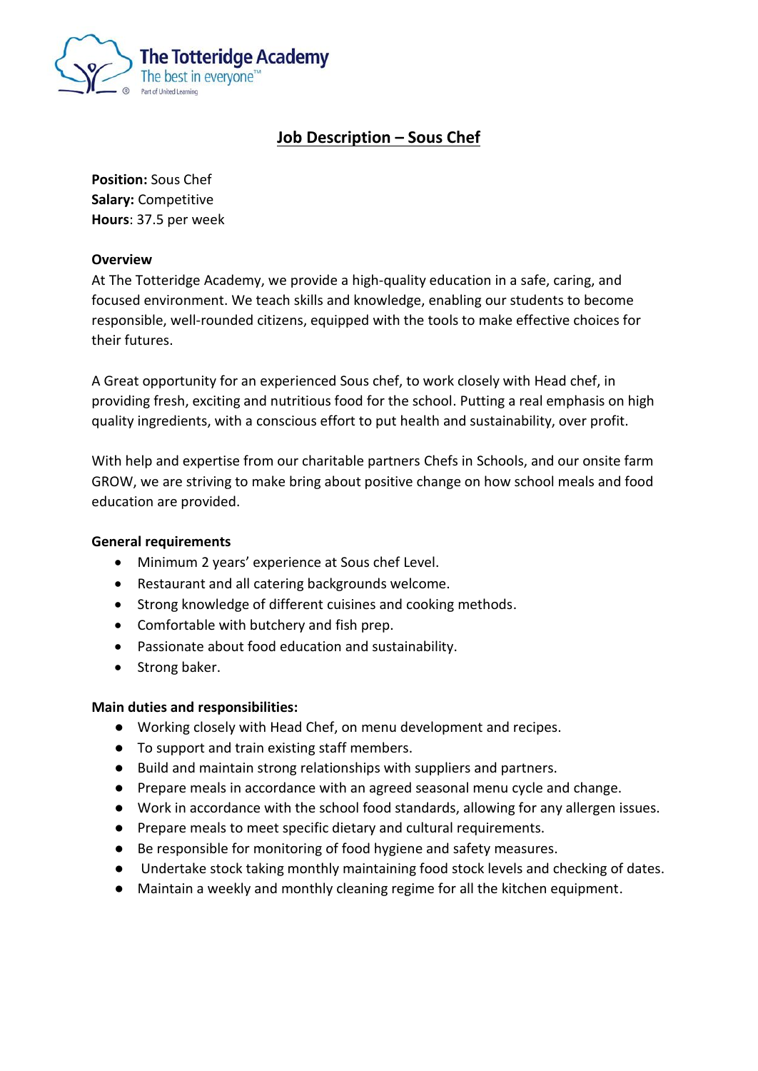The Totteridge Academy
The best in everyone™
Part of United Learning

# Job Description – Sous Chef

**Position:** Sous Chef
**Salary:** Competitive
**Hours**: 37.5 per week

**Overview**

At The Totteridge Academy, we provide a high-quality education in a safe, caring, and focused environment. We teach skills and knowledge, enabling our students to become responsible, well-rounded citizens, equipped with the tools to make effective choices for their futures.

A Great opportunity for an experienced Sous chef, to work closely with Head chef, in providing fresh, exciting and nutritious food for the school. Putting a real emphasis on high quality ingredients, with a conscious effort to put health and sustainability, over profit.

With help and expertise from our charitable partners Chefs in Schools, and our onsite farm GROW, we are striving to make bring about positive change on how school meals and food education are provided.

**General requirements**

- Minimum 2 years' experience at Sous chef Level.
- Restaurant and all catering backgrounds welcome.
- Strong knowledge of different cuisines and cooking methods.
- Comfortable with butchery and fish prep.
- Passionate about food education and sustainability.
- Strong baker.

**Main duties and responsibilities:**

- Working closely with Head Chef, on menu development and recipes.
- To support and train existing staff members.
- Build and maintain strong relationships with suppliers and partners.
- Prepare meals in accordance with an agreed seasonal menu cycle and change.
- Work in accordance with the school food standards, allowing for any allergen issues.
- Prepare meals to meet specific dietary and cultural requirements.
- Be responsible for monitoring of food hygiene and safety measures.
- Undertake stock taking monthly maintaining food stock levels and checking of dates.
- Maintain a weekly and monthly cleaning regime for all the kitchen equipment.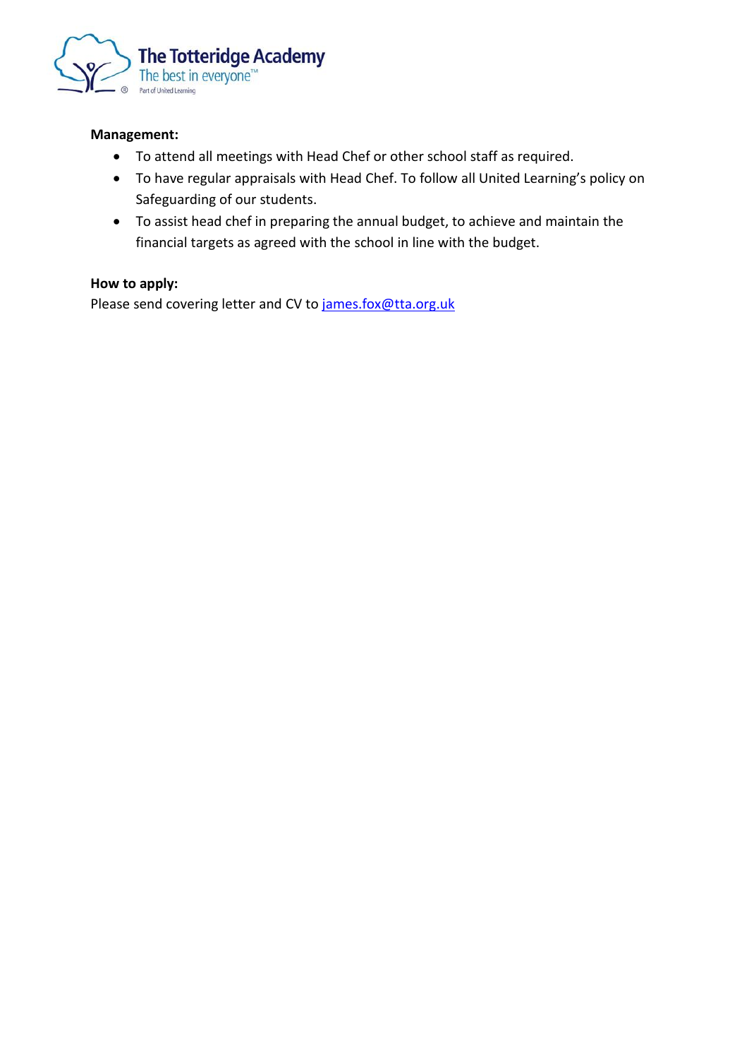**Management:**

- To attend all meetings with Head Chef or other school staff as required.
- To have regular appraisals with Head Chef. To follow all United Learning's policy on Safeguarding of our students.
- To assist head chef in preparing the annual budget, to achieve and maintain the financial targets as agreed with the school in line with the budget.

**How to apply:**

Please send covering letter and CV to james.fox@tta.org.uk